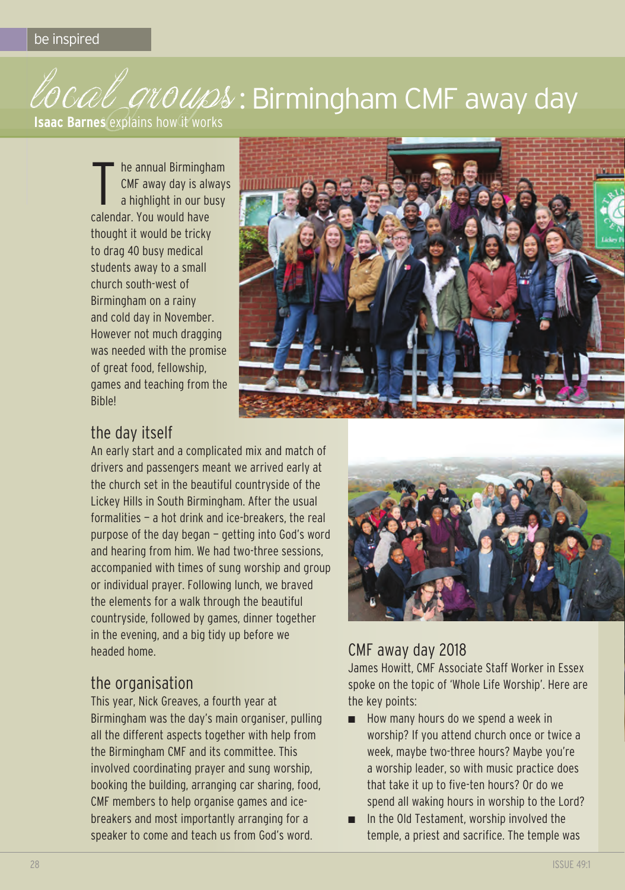be inspired

# *local groups*: Birmingham CMF away day

**Isaac Barnes** explains how it works

The annual Birmingham CMF away day is always a highlight in our busy calendar. You would have thought it would be tricky to drag 40 busy medical students away to a small church south-west of Birmingham on a rainy and cold day in November. However not much dragging was needed with the promise of great food, fellowship, games and teaching from the Bible!

## the day itself

An early start and a complicated mix and match of drivers and passengers meant we arrived early at the church set in the beautiful countryside of the Lickey Hills in South Birmingham. After the usual formalities – a hot drink and ice-breakers, the real purpose of the day began – getting into God's word and hearing from him. We had two-three sessions, accompanied with times of sung worship and group or individual prayer. Following lunch, we braved the elements for a walk through the beautiful countryside, followed by games, dinner together in the evening, and a big tidy up before we headed home.

## the organisation

This year, Nick Greaves, a fourth year at Birmingham was the day's main organiser, pulling all the different aspects together with help from the Birmingham CMF and its committee. This involved coordinating prayer and sung worship, booking the building, arranging car sharing, food, CMF members to help organise games and ice-breakers and most importantly arranging for a speaker to come and teach us from God's word.

## CMF away day 2018

James Howitt, CMF Associate Staff Worker in Essex spoke on the topic of 'Whole Life Worship'. Here are the key points:

- How many hours do we spend a week in worship? If you attend church once or twice a week, maybe two-three hours? Maybe you're a worship leader, so with music practice does that take it up to five-ten hours? Or do we spend all waking hours in worship to the Lord?
- In the Old Testament, worship involved the temple, a priest and sacrifice. The temple was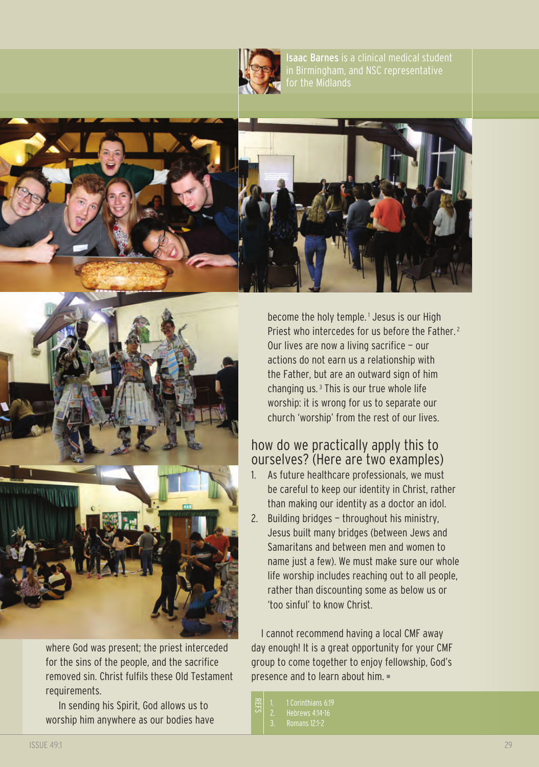**Isaac Barnes** is a clinical medical student in Birmingham, and NSC representative for the Midlands

where God was present; the priest interceded for the sins of the people, and the sacrifice removed sin. Christ fulfils these Old Testament requirements.

In sending his Spirit, God allows us to worship him anywhere as our bodies have become the holy temple.[1] Jesus is our High Priest who intercedes for us before the Father.[2] Our lives are now a living sacrifice – our actions do not earn us a relationship with the Father, but are an outward sign of him changing us.[3] This is our true whole life worship: it is wrong for us to separate our church 'worship' from the rest of our lives.

## how do we practically apply this to ourselves? (Here are two examples)

1. As future healthcare professionals, we must be careful to keep our identity in Christ, rather than making our identity as a doctor an idol.
2. Building bridges – throughout his ministry, Jesus built many bridges (between Jews and Samaritans and between men and women to name just a few). We must make sure our whole life worship includes reaching out to all people, rather than discounting some as below us or 'too sinful' to know Christ.

I cannot recommend having a local CMF away day enough! It is a great opportunity for your CMF group to come together to enjoy fellowship, God's presence and to learn about him. ▪

REFS

1. 1 Corinthians 6:19
2. Hebrews 4:14-16
3. Romans 12:1-2